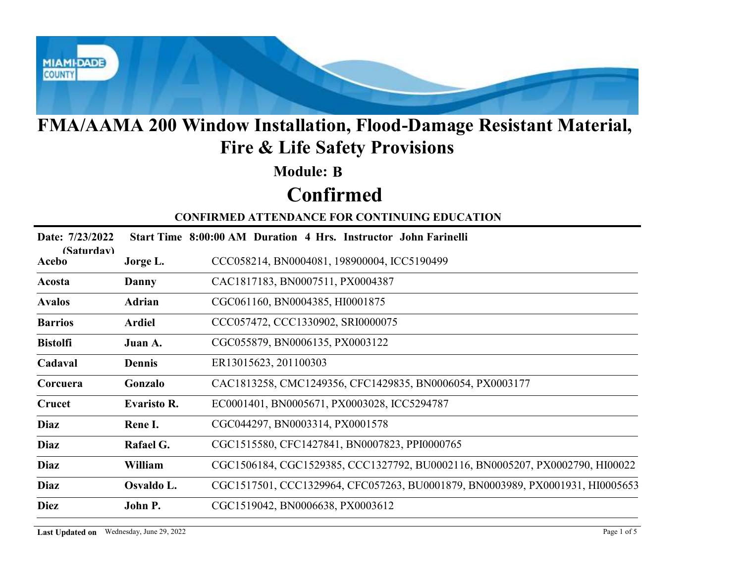# FMA/AAMA 200 Window Installation, Flood-Damage Resistant Material, Fire & Life Safety Provisions

## Module: B

## Confirmed

### CONFIRMED ATTENDANCE FOR CONTINUING EDUCATION

**Date: 7/23/2022 (Saturday)** **Start Time 8:00:00 AM** **Duration 4 Hrs.** **Instructor John Farinelli**

| Last Name | First Name | Licenses |
|---|---|---|
| **Acebo** | **Jorge L.** | CCC058214, BN0004081, 198900004, ICC5190499 |
| **Acosta** | **Danny** | CAC1817183, BN0007511, PX0004387 |
| **Avalos** | **Adrian** | CGC061160, BN0004385, HI0001875 |
| **Barrios** | **Ardiel** | CCC057472, CCC1330902, SRI0000075 |
| **Bistolfi** | **Juan A.** | CGC055879, BN0006135, PX0003122 |
| **Cadaval** | **Dennis** | ER13015623, 201100303 |
| **Corcuera** | **Gonzalo** | CAC1813258, CMC1249356, CFC1429835, BN0006054, PX0003177 |
| **Crucet** | **Evaristo R.** | EC0001401, BN0005671, PX0003028, ICC5294787 |
| **Diaz** | **Rene I.** | CGC044297, BN0003314, PX0001578 |
| **Diaz** | **Rafael G.** | CGC1515580, CFC1427841, BN0007823, PPI0000765 |
| **Diaz** | **William** | CGC1506184, CGC1529385, CCC1327792, BU0002116, BN0005207, PX0002790, HI00022 |
| **Diaz** | **Osvaldo L.** | CGC1517501, CCC1329964, CFC057263, BU0001879, BN0003989, PX0001931, HI0005653 |
| **Diez** | **John P.** | CGC1519042, BN0006638, PX0003612 |

**Last Updated on** Wednesday, June 29, 2022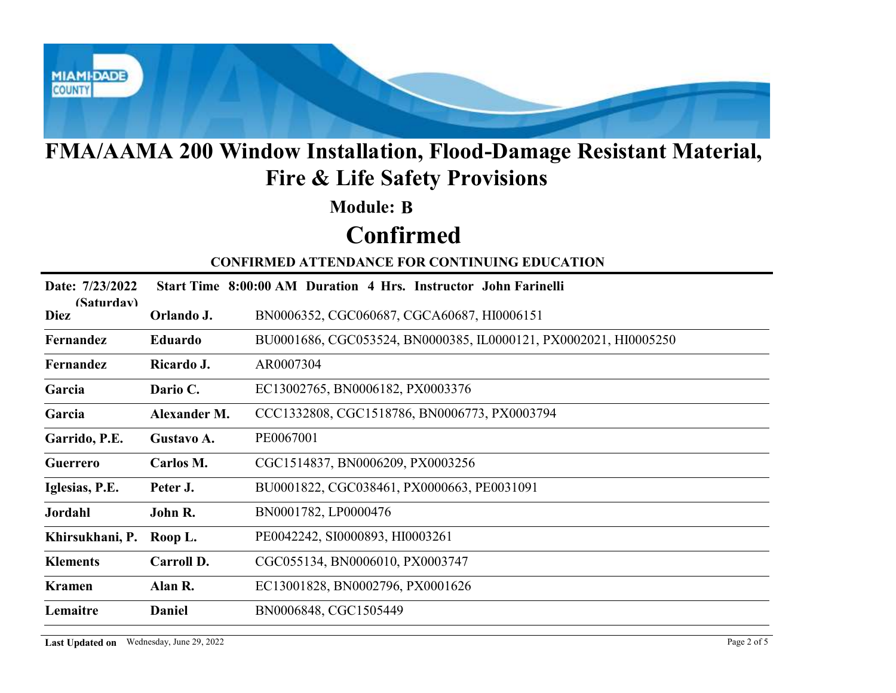# FMA/AAMA 200 Window Installation, Flood-Damage Resistant Material, Fire & Life Safety Provisions

## Module: B

# Confirmed

### CONFIRMED ATTENDANCE FOR CONTINUING EDUCATION

**Date: 7/23/2022 (Saturday)** **Start Time 8:00:00 AM Duration 4 Hrs. Instructor John Farinelli**

| Last Name | First Name | Licenses |
|---|---|---|
| **Diez** | **Orlando J.** | BN0006352, CGC060687, CGCA60687, HI0006151 |
| **Fernandez** | **Eduardo** | BU0001686, CGC053524, BN0000385, IL0000121, PX0002021, HI0005250 |
| **Fernandez** | **Ricardo J.** | AR0007304 |
| **Garcia** | **Dario C.** | EC13002765, BN0006182, PX0003376 |
| **Garcia** | **Alexander M.** | CCC1332808, CGC1518786, BN0006773, PX0003794 |
| **Garrido, P.E.** | **Gustavo A.** | PE0067001 |
| **Guerrero** | **Carlos M.** | CGC1514837, BN0006209, PX0003256 |
| **Iglesias, P.E.** | **Peter J.** | BU0001822, CGC038461, PX0000663, PE0031091 |
| **Jordahl** | **John R.** | BN0001782, LP0000476 |
| **Khirsukhani, P.** | **Roop L.** | PE0042242, SI0000893, HI0003261 |
| **Klements** | **Carroll D.** | CGC055134, BN0006010, PX0003747 |
| **Kramen** | **Alan R.** | EC13001828, BN0002796, PX0001626 |
| **Lemaitre** | **Daniel** | BN0006848, CGC1505449 |

**Last Updated on** Wednesday, June 29, 2022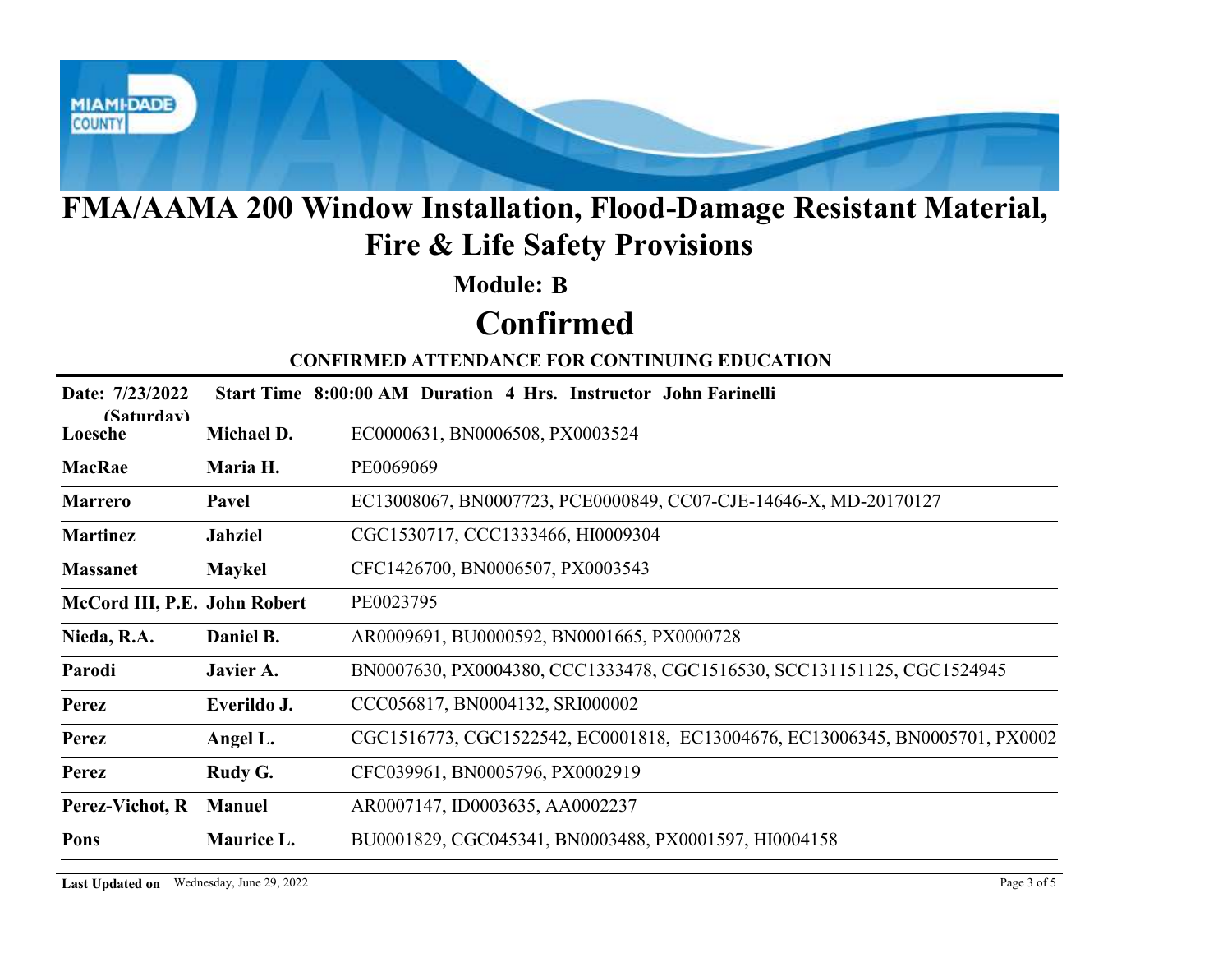# FMA/AAMA 200 Window Installation, Flood-Damage Resistant Material, Fire & Life Safety Provisions

## Module: B

## Confirmed

**CONFIRMED ATTENDANCE FOR CONTINUING EDUCATION**

**Date: 7/23/2022 (Saturday)** **Start Time 8:00:00 AM Duration 4 Hrs. Instructor John Farinelli**

| | | |
|---|---|---|
| **Loesche** | **Michael D.** | EC0000631, BN0006508, PX0003524 |
| **MacRae** | **Maria H.** | PE0069069 |
| **Marrero** | **Pavel** | EC13008067, BN0007723, PCE0000849, CC07-CJE-14646-X, MD-20170127 |
| **Martinez** | **Jahziel** | CGC1530717, CCC1333466, HI0009304 |
| **Massanet** | **Maykel** | CFC1426700, BN0006507, PX0003543 |
| **McCord III, P.E.** | **John Robert** | PE0023795 |
| **Nieda, R.A.** | **Daniel B.** | AR0009691, BU0000592, BN0001665, PX0000728 |
| **Parodi** | **Javier A.** | BN0007630, PX0004380, CCC1333478, CGC1516530, SCC131151125, CGC1524945 |
| **Perez** | **Everildo J.** | CCC056817, BN0004132, SRI000002 |
| **Perez** | **Angel L.** | CGC1516773, CGC1522542, EC0001818, EC13004676, EC13006345, BN0005701, PX0002 |
| **Perez** | **Rudy G.** | CFC039961, BN0005796, PX0002919 |
| **Perez-Vichot, R** | **Manuel** | AR0007147, ID0003635, AA0002237 |
| **Pons** | **Maurice L.** | BU0001829, CGC045341, BN0003488, PX0001597, HI0004158 |

**Last Updated on** Wednesday, June 29, 2022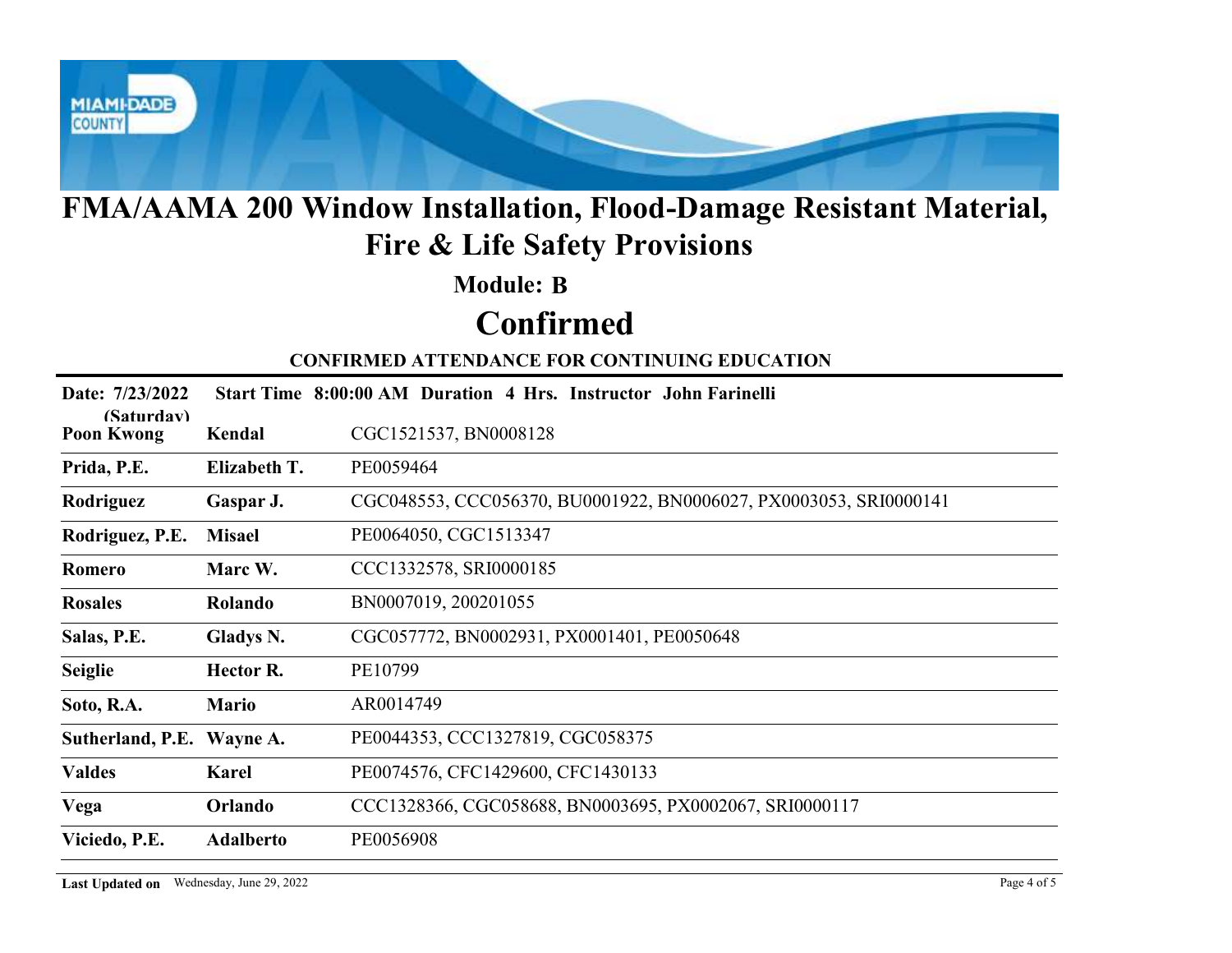# FMA/AAMA 200 Window Installation, Flood-Damage Resistant Material, Fire & Life Safety Provisions

## Module: B

## Confirmed

### CONFIRMED ATTENDANCE FOR CONTINUING EDUCATION

**Date: 7/23/2022 (Saturday)  Start Time 8:00:00 AM  Duration 4 Hrs.  Instructor John Farinelli**

| Last Name | First Name | Licenses |
|---|---|---|
| **Poon Kwong** | **Kendal** | CGC1521537, BN0008128 |
| **Prida, P.E.** | **Elizabeth T.** | PE0059464 |
| **Rodriguez** | **Gaspar J.** | CGC048553, CCC056370, BU0001922, BN0006027, PX0003053, SRI0000141 |
| **Rodriguez, P.E.** | **Misael** | PE0064050, CGC1513347 |
| **Romero** | **Marc W.** | CCC1332578, SRI0000185 |
| **Rosales** | **Rolando** | BN0007019, 200201055 |
| **Salas, P.E.** | **Gladys N.** | CGC057772, BN0002931, PX0001401, PE0050648 |
| **Seiglie** | **Hector R.** | PE10799 |
| **Soto, R.A.** | **Mario** | AR0014749 |
| **Sutherland, P.E.** | **Wayne A.** | PE0044353, CCC1327819, CGC058375 |
| **Valdes** | **Karel** | PE0074576, CFC1429600, CFC1430133 |
| **Vega** | **Orlando** | CCC1328366, CGC058688, BN0003695, PX0002067, SRI0000117 |
| **Viciedo, P.E.** | **Adalberto** | PE0056908 |

**Last Updated on** Wednesday, June 29, 2022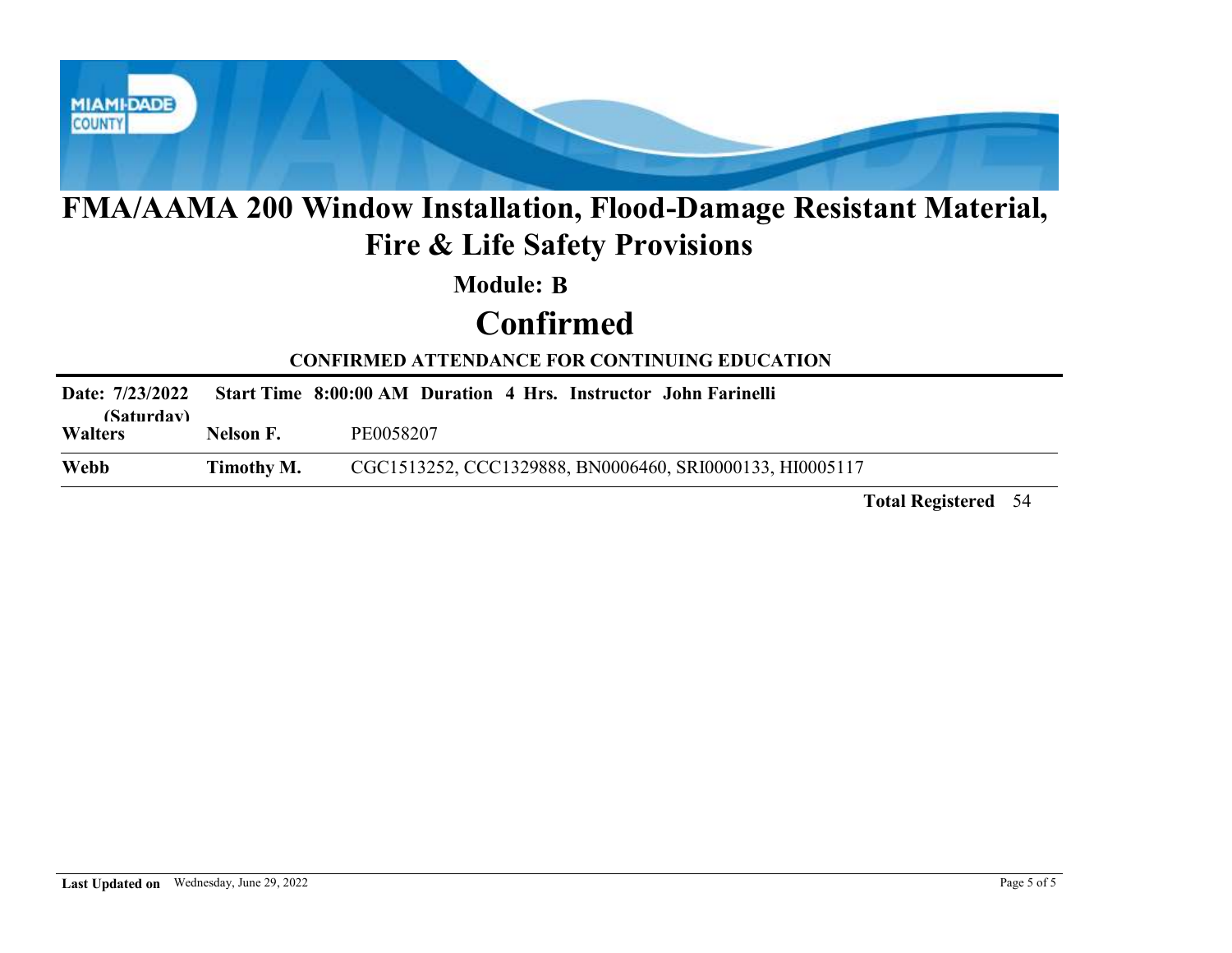# FMA/AAMA 200 Window Installation, Flood-Damage Resistant Material, Fire & Life Safety Provisions

## Module: B

## Confirmed

### CONFIRMED ATTENDANCE FOR CONTINUING EDUCATION

**Date: 7/23/2022 (Saturday)** **Start Time 8:00:00 AM** **Duration 4 Hrs.** **Instructor John Farinelli**

| | | |
|---|---|---|
| **Walters** | **Nelson F.** | PE0058207 |
| **Webb** | **Timothy M.** | CGC1513252, CCC1329888, BN0006460, SRI0000133, HI0005117 |

**Total Registered** 54

**Last Updated on** Wednesday, June 29, 2022